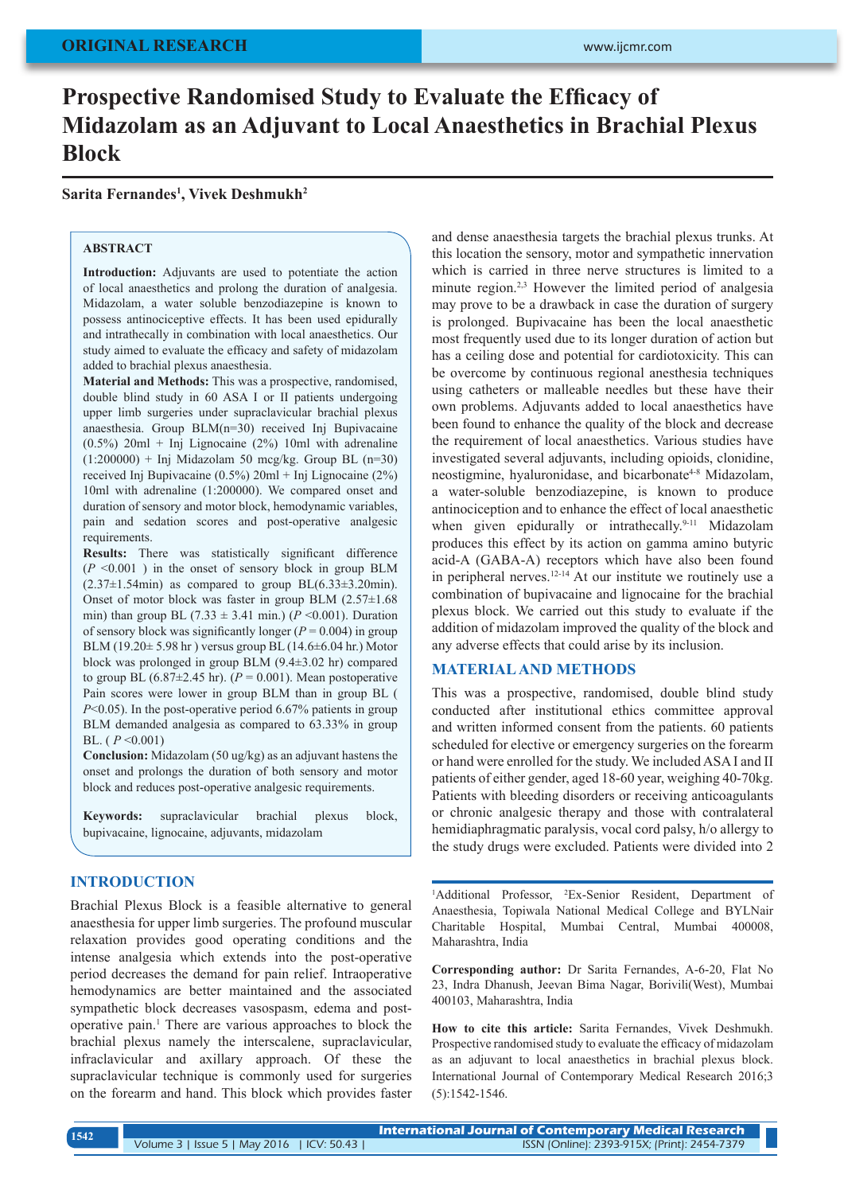ORIGINAL RESEARCH

# Prospective Randomised Study to Evaluate the Efficacy of Midazolam as an Adjuvant to Local Anaesthetics in Brachial Plexus Block

**Sarita Fernandes[1], Vivek Deshmukh[2]**

## ABSTRACT

**Introduction:** Adjuvants are used to potentiate the action of local anaesthetics and prolong the duration of analgesia. Midazolam, a water soluble benzodiazepine is known to possess antinociceptive effects. It has been used epidurally and intrathecally in combination with local anaesthetics. Our study aimed to evaluate the efficacy and safety of midazolam added to brachial plexus anaesthesia.

**Material and Methods:** This was a prospective, randomised, double blind study in 60 ASA I or II patients undergoing upper limb surgeries under supraclavicular brachial plexus anaesthesia. Group BLM(n=30) received Inj Bupivacaine (0.5%) 20ml + Inj Lignocaine (2%) 10ml with adrenaline (1:200000) + Inj Midazolam 50 mcg/kg. Group BL (n=30) received Inj Bupivacaine (0.5%) 20ml + Inj Lignocaine (2%) 10ml with adrenaline (1:200000). We compared onset and duration of sensory and motor block, hemodynamic variables, pain and sedation scores and post-operative analgesic requirements.

**Results:** There was statistically significant difference ($P$ <0.001 ) in the onset of sensory block in group BLM (2.37±1.54min) as compared to group BL(6.33±3.20min). Onset of motor block was faster in group BLM (2.57±1.68 min) than group BL (7.33 ± 3.41 min.) ($P$ <0.001). Duration of sensory block was significantly longer ($P$ = 0.004) in group BLM (19.20± 5.98 hr ) versus group BL (14.6±6.04 hr.) Motor block was prolonged in group BLM (9.4±3.02 hr) compared to group BL (6.87±2.45 hr). ($P$ = 0.001). Mean postoperative Pain scores were lower in group BLM than in group BL ( $P$<0.05). In the post-operative period 6.67% patients in group BLM demanded analgesia as compared to 63.33% in group BL. ( $P$ <0.001)

**Conclusion:** Midazolam (50 ug/kg) as an adjuvant hastens the onset and prolongs the duration of both sensory and motor block and reduces post-operative analgesic requirements.

**Keywords:** supraclavicular brachial plexus block, bupivacaine, lignocaine, adjuvants, midazolam

## INTRODUCTION

Brachial Plexus Block is a feasible alternative to general anaesthesia for upper limb surgeries. The profound muscular relaxation provides good operating conditions and the intense analgesia which extends into the post-operative period decreases the demand for pain relief. Intraoperative hemodynamics are better maintained and the associated sympathetic block decreases vasospasm, edema and post-operative pain.[1] There are various approaches to block the brachial plexus namely the interscalene, supraclavicular, infraclavicular and axillary approach. Of these the supraclavicular technique is commonly used for surgeries on the forearm and hand. This block which provides faster and dense anaesthesia targets the brachial plexus trunks. At this location the sensory, motor and sympathetic innervation which is carried in three nerve structures is limited to a minute region.[2,3] However the limited period of analgesia may prove to be a drawback in case the duration of surgery is prolonged. Bupivacaine has been the local anaesthetic most frequently used due to its longer duration of action but has a ceiling dose and potential for cardiotoxicity. This can be overcome by continuous regional anesthesia techniques using catheters or malleable needles but these have their own problems. Adjuvants added to local anaesthetics have been found to enhance the quality of the block and decrease the requirement of local anaesthetics. Various studies have investigated several adjuvants, including opioids, clonidine, neostigmine, hyaluronidase, and bicarbonate[4-8] Midazolam, a water-soluble benzodiazepine, is known to produce antinociception and to enhance the effect of local anaesthetic when given epidurally or intrathecally.[9-11] Midazolam produces this effect by its action on gamma amino butyric acid-A (GABA-A) receptors which have also been found in peripheral nerves.[12-14] At our institute we routinely use a combination of bupivacaine and lignocaine for the brachial plexus block. We carried out this study to evaluate if the addition of midazolam improved the quality of the block and any adverse effects that could arise by its inclusion.

## MATERIAL AND METHODS

This was a prospective, randomised, double blind study conducted after institutional ethics committee approval and written informed consent from the patients. 60 patients scheduled for elective or emergency surgeries on the forearm or hand were enrolled for the study. We included ASA I and II patients of either gender, aged 18-60 year, weighing 40-70kg. Patients with bleeding disorders or receiving anticoagulants or chronic analgesic therapy and those with contralateral hemidiaphragmatic paralysis, vocal cord palsy, h/o allergy to the study drugs were excluded. Patients were divided into 2

[1]Additional Professor, [2]Ex-Senior Resident, Department of Anaesthesia, Topiwala National Medical College and BYLNair Charitable Hospital, Mumbai Central, Mumbai 400008, Maharashtra, India

**Corresponding author:** Dr Sarita Fernandes, A-6-20, Flat No 23, Indra Dhanush, Jeevan Bima Nagar, Borivili(West), Mumbai 400103, Maharashtra, India

**How to cite this article:** Sarita Fernandes, Vivek Deshmukh. Prospective randomised study to evaluate the efficacy of midazolam as an adjuvant to local anaesthetics in brachial plexus block. International Journal of Contemporary Medical Research 2016;3 (5):1542-1546.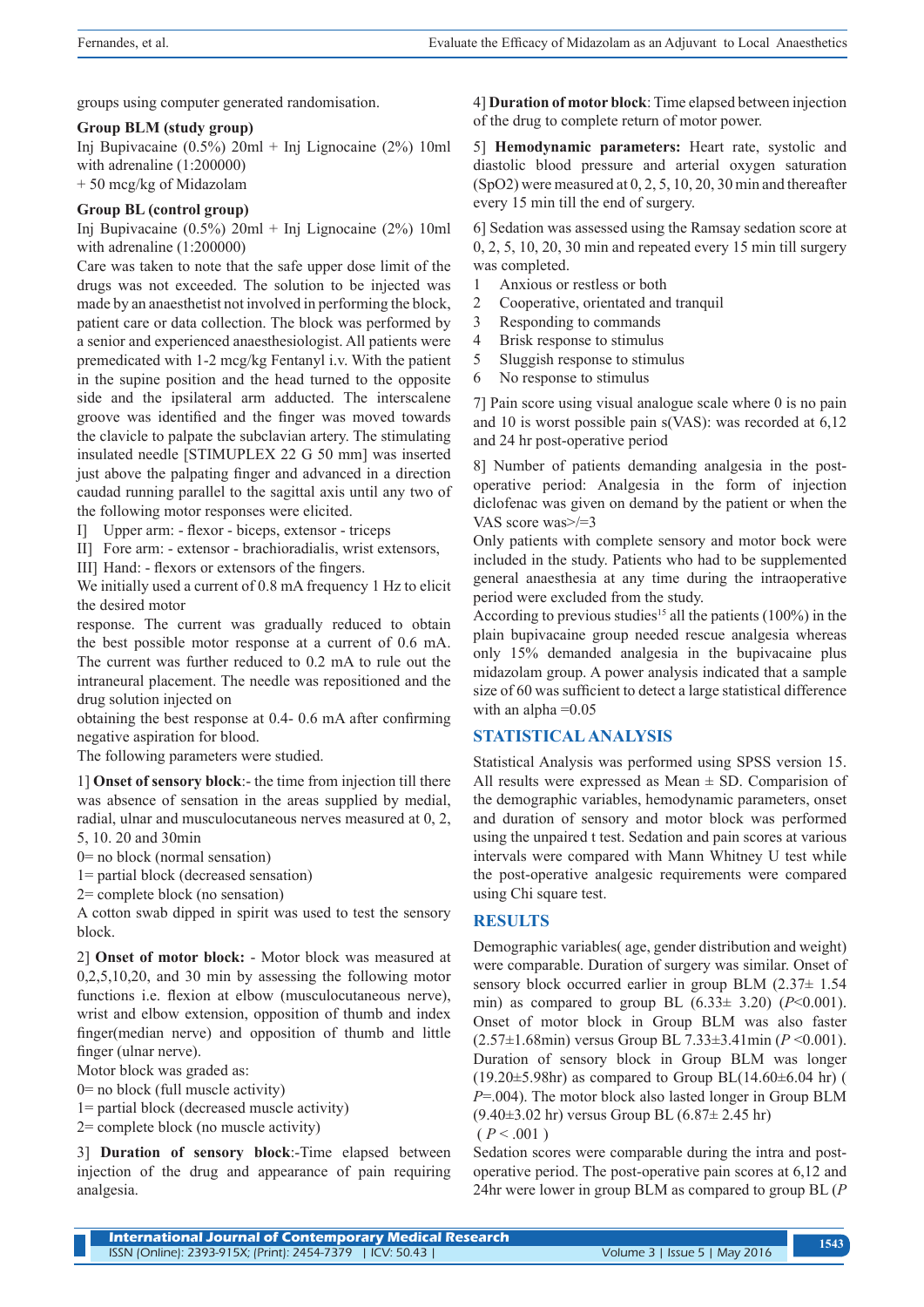groups using computer generated randomisation.

**Group BLM (study group)**

Inj Bupivacaine (0.5%) 20ml + Inj Lignocaine (2%) 10ml with adrenaline (1:200000)
+ 50 mcg/kg of Midazolam

**Group BL (control group)**

Inj Bupivacaine (0.5%) 20ml + Inj Lignocaine (2%) 10ml with adrenaline (1:200000)

Care was taken to note that the safe upper dose limit of the drugs was not exceeded. The solution to be injected was made by an anaesthetist not involved in performing the block, patient care or data collection. The block was performed by a senior and experienced anaesthesiologist. All patients were premedicated with 1-2 mcg/kg Fentanyl i.v. With the patient in the supine position and the head turned to the opposite side and the ipsilateral arm adducted. The interscalene groove was identified and the finger was moved towards the clavicle to palpate the subclavian artery. The stimulating insulated needle [STIMUPLEX 22 G 50 mm] was inserted just above the palpating finger and advanced in a direction caudad running parallel to the sagittal axis until any two of the following motor responses were elicited.

I] Upper arm: - flexor - biceps, extensor - triceps

II] Fore arm: - extensor - brachioradialis, wrist extensors,

III] Hand: - flexors or extensors of the fingers.

We initially used a current of 0.8 mA frequency 1 Hz to elicit the desired motor

response. The current was gradually reduced to obtain the best possible motor response at a current of 0.6 mA. The current was further reduced to 0.2 mA to rule out the intraneural placement. The needle was repositioned and the drug solution injected on

obtaining the best response at 0.4- 0.6 mA after confirming negative aspiration for blood.

The following parameters were studied.

1] **Onset of sensory block**:- the time from injection till there was absence of sensation in the areas supplied by medial, radial, ulnar and musculocutaneous nerves measured at 0, 2, 5, 10. 20 and 30min

0= no block (normal sensation)

1= partial block (decreased sensation)

2= complete block (no sensation)

A cotton swab dipped in spirit was used to test the sensory block.

2] **Onset of motor block:** - Motor block was measured at 0,2,5,10,20, and 30 min by assessing the following motor functions i.e. flexion at elbow (musculocutaneous nerve), wrist and elbow extension, opposition of thumb and index finger(median nerve) and opposition of thumb and little finger (ulnar nerve).

Motor block was graded as:

0= no block (full muscle activity)

1= partial block (decreased muscle activity)

2= complete block (no muscle activity)

3] **Duration of sensory block**:-Time elapsed between injection of the drug and appearance of pain requiring analgesia.

4] **Duration of motor block**: Time elapsed between injection of the drug to complete return of motor power.

5] **Hemodynamic parameters:** Heart rate, systolic and diastolic blood pressure and arterial oxygen saturation (SpO2) were measured at 0, 2, 5, 10, 20, 30 min and thereafter every 15 min till the end of surgery.

6] Sedation was assessed using the Ramsay sedation score at 0, 2, 5, 10, 20, 30 min and repeated every 15 min till surgery was completed.

1 Anxious or restless or both
2 Cooperative, orientated and tranquil
3 Responding to commands
4 Brisk response to stimulus
5 Sluggish response to stimulus
6 No response to stimulus

7] Pain score using visual analogue scale where 0 is no pain and 10 is worst possible pain s(VAS): was recorded at 6,12 and 24 hr post-operative period

8] Number of patients demanding analgesia in the post-operative period: Analgesia in the form of injection diclofenac was given on demand by the patient or when the VAS score was>/=3

Only patients with complete sensory and motor bock were included in the study. Patients who had to be supplemented general anaesthesia at any time during the intraoperative period were excluded from the study.

According to previous studies[15] all the patients (100%) in the plain bupivacaine group needed rescue analgesia whereas only 15% demanded analgesia in the bupivacaine plus midazolam group. A power analysis indicated that a sample size of 60 was sufficient to detect a large statistical difference with an alpha =0.05

## STATISTICAL ANALYSIS

Statistical Analysis was performed using SPSS version 15. All results were expressed as Mean ± SD. Comparision of the demographic variables, hemodynamic parameters, onset and duration of sensory and motor block was performed using the unpaired t test. Sedation and pain scores at various intervals were compared with Mann Whitney U test while the post-operative analgesic requirements were compared using Chi square test.

## RESULTS

Demographic variables( age, gender distribution and weight) were comparable. Duration of surgery was similar. Onset of sensory block occurred earlier in group BLM (2.37± 1.54 min) as compared to group BL (6.33± 3.20) ($P$<0.001). Onset of motor block in Group BLM was also faster (2.57±1.68min) versus Group BL 7.33±3.41min ($P$ <0.001). Duration of sensory block in Group BLM was longer (19.20±5.98hr) as compared to Group BL(14.60±6.04 hr) ( $P$=.004). The motor block also lasted longer in Group BLM (9.40±3.02 hr) versus Group BL (6.87± 2.45 hr)
( $P$ < .001 )

Sedation scores were comparable during the intra and post-operative period. The post-operative pain scores at 6,12 and 24hr were lower in group BLM as compared to group BL ($P$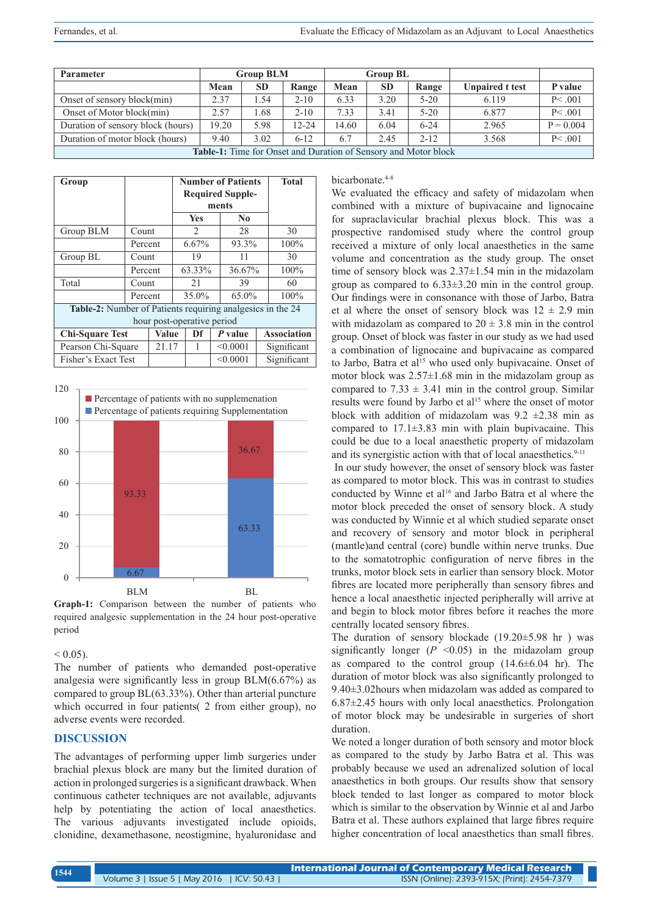| Parameter | Group BLM | | | Group BL | | | Unpaired t test | P value |
|---|---|---|---|---|---|---|---|---|
| | Mean | SD | Range | Mean | SD | Range | | |
| Onset of sensory block(min) | 2.37 | 1.54 | 2-10 | 6.33 | 3.20 | 5-20 | 6.119 | P< .001 |
| Onset of Motor block(min) | 2.57 | 1.68 | 2-10 | 7.33 | 3.41 | 5-20 | 6.877 | P< .001 |
| Duration of sensory block (hours) | 19.20 | 5.98 | 12-24 | 14.60 | 6.04 | 6-24 | 2.965 | P = 0.004 |
| Duration of motor block (hours) | 9.40 | 3.02 | 6-12 | 6.7 | 2.45 | 2-12 | 3.568 | P< .001 |

**Table-1:** Time for Onset and Duration of Sensory and Motor block

| Group | | Number of Patients Required Supplements | | Total |
|---|---|---|---|---|
| | | Yes | No | |
| Group BLM | Count | 2 | 28 | 30 |
| | Percent | 6.67% | 93.3% | 100% |
| Group BL | Count | 19 | 11 | 30 |
| | Percent | 63.33% | 36.67% | 100% |
| Total | Count | 21 | 39 | 60 |
| | Percent | 35.0% | 65.0% | 100% |

**Table-2:** Number of Patients requiring analgesics in the 24 hour post-operative period

| Chi-Square Test | Value | Df | *P* value | Association |
|---|---|---|---|---|
| Pearson Chi-Square | 21.17 | 1 | <0.0001 | Significant |
| Fisher's Exact Test | | | <0.0001 | Significant |

| Group | Percentage of patients requiring Supplementation | Percentage of patients with no supplemenation |
|---|---|---|
| BLM | 6.67 | 93.33 |
| BL | 63.33 | 36.67 |

**Graph-1:** Comparison between the number of patients who required analgesic supplementation in the 24 hour post-operative period

< 0.05).

The number of patients who demanded post-operative analgesia were significantly less in group BLM(6.67%) as compared to group BL(63.33%). Other than arterial puncture which occurred in four patients( 2 from either group), no adverse events were recorded.

## DISCUSSION

The advantages of performing upper limb surgeries under brachial plexus block are many but the limited duration of action in prolonged surgeries is a significant drawback. When continuous catheter techniques are not available, adjuvants help by potentiating the action of local anaesthetics. The various adjuvants investigated include opioids, clonidine, dexamethasone, neostigmine, hyaluronidase and bicarbonate.[4-8]

We evaluated the efficacy and safety of midazolam when combined with a mixture of bupivacaine and lignocaine for supraclavicular brachial plexus block. This was a prospective randomised study where the control group received a mixture of only local anaesthetics in the same volume and concentration as the study group. The onset time of sensory block was 2.37±1.54 min in the midazolam group as compared to 6.33±3.20 min in the control group. Our findings were in consonance with those of Jarbo, Batra et al where the onset of sensory block was 12 ± 2.9 min with midazolam as compared to 20 ± 3.8 min in the control group. Onset of block was faster in our study as we had used a combination of lignocaine and bupivacaine as compared to Jarbo, Batra et al[15] who used only bupivacaine. Onset of motor block was 2.57±1.68 min in the midazolam group as compared to 7.33 ± 3.41 min in the control group. Similar results were found by Jarbo et al[15] where the onset of motor block with addition of midazolam was 9.2 ±2.38 min as compared to 17.1±3.83 min with plain bupivacaine. This could be due to a local anaesthetic property of midazolam and its synergistic action with that of local anaesthetics.[9-11]

In our study however, the onset of sensory block was faster as compared to motor block. This was in contrast to studies conducted by Winne et al[16] and Jarbo Batra et al where the motor block preceded the onset of sensory block. A study was conducted by Winnie et al which studied separate onset and recovery of sensory and motor block in peripheral (mantle)and central (core) bundle within nerve trunks. Due to the somatotrophic configuration of nerve fibres in the trunks, motor block sets in earlier than sensory block. Motor fibres are located more peripherally than sensory fibres and hence a local anaesthetic injected peripherally will arrive at and begin to block motor fibres before it reaches the more centrally located sensory fibres.

The duration of sensory blockade (19.20±5.98 hr ) was significantly longer (*P* <0.05) in the midazolam group as compared to the control group (14.6±6.04 hr). The duration of motor block was also significantly prolonged to 9.40±3.02hours when midazolam was added as compared to 6.87±2.45 hours with only local anaesthetics. Prolongation of motor block may be undesirable in surgeries of short duration.

We noted a longer duration of both sensory and motor block as compared to the study by Jarbo Batra et al. This was probably because we used an adrenalized solution of local anaesthetics in both groups. Our results show that sensory block tended to last longer as compared to motor block which is similar to the observation by Winnie et al and Jarbo Batra et al. These authors explained that large fibres require higher concentration of local anaesthetics than small fibres.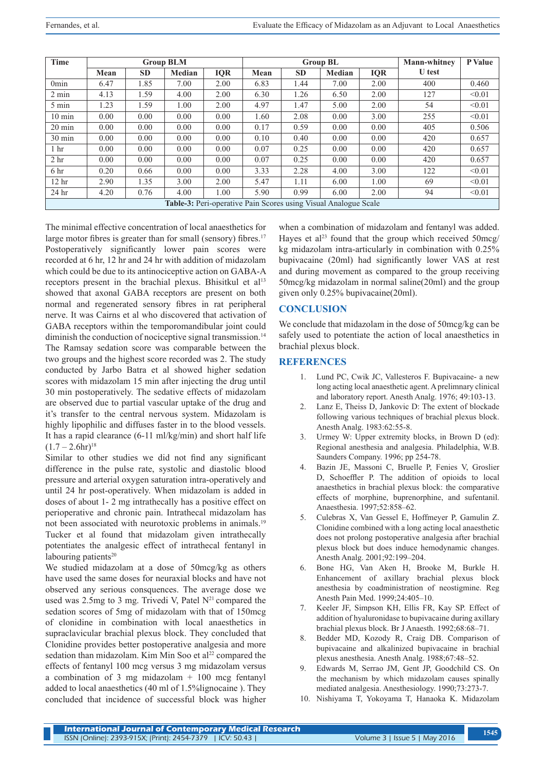| Time | Group BLM | | | | Group BL | | | | Mann-whitney U test | P Value |
|---|---|---|---|---|---|---|---|---|---|---|
| | Mean | SD | Median | IQR | Mean | SD | Median | IQR | | |
| 0min | 6.47 | 1.85 | 7.00 | 2.00 | 6.83 | 1.44 | 7.00 | 2.00 | 400 | 0.460 |
| 2 min | 4.13 | 1.59 | 4.00 | 2.00 | 6.30 | 1.26 | 6.50 | 2.00 | 127 | <0.01 |
| 5 min | 1.23 | 1.59 | 1.00 | 2.00 | 4.97 | 1.47 | 5.00 | 2.00 | 54 | <0.01 |
| 10 min | 0.00 | 0.00 | 0.00 | 0.00 | 1.60 | 2.08 | 0.00 | 3.00 | 255 | <0.01 |
| 20 min | 0.00 | 0.00 | 0.00 | 0.00 | 0.17 | 0.59 | 0.00 | 0.00 | 405 | 0.506 |
| 30 min | 0.00 | 0.00 | 0.00 | 0.00 | 0.10 | 0.40 | 0.00 | 0.00 | 420 | 0.657 |
| 1 hr | 0.00 | 0.00 | 0.00 | 0.00 | 0.07 | 0.25 | 0.00 | 0.00 | 420 | 0.657 |
| 2 hr | 0.00 | 0.00 | 0.00 | 0.00 | 0.07 | 0.25 | 0.00 | 0.00 | 420 | 0.657 |
| 6 hr | 0.20 | 0.66 | 0.00 | 0.00 | 3.33 | 2.28 | 4.00 | 3.00 | 122 | <0.01 |
| 12 hr | 2.90 | 1.35 | 3.00 | 2.00 | 5.47 | 1.11 | 6.00 | 1.00 | 69 | <0.01 |
| 24 hr | 4.20 | 0.76 | 4.00 | 1.00 | 5.90 | 0.99 | 6.00 | 2.00 | 94 | <0.01 |

**Table-3:** Peri-operative Pain Scores using Visual Analogue Scale

The minimal effective concentration of local anaesthetics for large motor fibres is greater than for small (sensory) fibres.[17] Postoperatively significantly lower pain scores were recorded at 6 hr, 12 hr and 24 hr with addition of midazolam which could be due to its antinociceptive action on GABA-A receptors present in the brachial plexus. Bhisitkul et al[13] showed that axonal GABA receptors are present on both normal and regenerated sensory fibres in rat peripheral nerve. It was Cairns et al who discovered that activation of GABA receptors within the temporomandibular joint could diminish the conduction of nociceptive signal transmission.[14] The Ramsay sedation score was comparable between the two groups and the highest score recorded was 2. The study conducted by Jarbo Batra et al showed higher sedation scores with midazolam 15 min after injecting the drug until 30 min postoperatively. The sedative effects of midazolam are observed due to partial vascular uptake of the drug and it's transfer to the central nervous system. Midazolam is highly lipophilic and diffuses faster in to the blood vessels. It has a rapid clearance (6-11 ml/kg/min) and short half life (1.7 – 2.6hr)[18]

Similar to other studies we did not find any significant difference in the pulse rate, systolic and diastolic blood pressure and arterial oxygen saturation intra-operatively and until 24 hr post-operatively. When midazolam is added in doses of about 1- 2 mg intrathecally has a positive effect on perioperative and chronic pain. Intrathecal midazolam has not been associated with neurotoxic problems in animals.[19] Tucker et al found that midazolam given intrathecally potentiates the analgesic effect of intrathecal fentanyl in labouring patients[20]

We studied midazolam at a dose of 50mcg/kg as others have used the same doses for neuraxial blocks and have not observed any serious consquences. The average dose we used was 2.5mg to 3 mg. Trivedi V, Patel N[21] compared the sedation scores of 5mg of midazolam with that of 150mcg of clonidine in combination with local anaesthetics in supraclavicular brachial plexus block. They concluded that Clonidine provides better postoperative analgesia and more sedation than midazolam. Kim Min Soo et al[22] compared the effects of fentanyl 100 mcg versus 3 mg midazolam versus a combination of 3 mg midazolam + 100 mcg fentanyl added to local anaesthetics (40 ml of 1.5%lignocaine ). They concluded that incidence of successful block was higher when a combination of midazolam and fentanyl was added. Hayes et al[23] found that the group which received 50mcg/kg midazolam intra-articularly in combination with 0.25% bupivacaine (20ml) had significantly lower VAS at rest and during movement as compared to the group receiving 50mcg/kg midazolam in normal saline(20ml) and the group given only 0.25% bupivacaine(20ml).

## CONCLUSION

We conclude that midazolam in the dose of 50mcg/kg can be safely used to potentiate the action of local anaesthetics in brachial plexus block.

## REFERENCES

1. Lund PC, Cwik JC, Vallesteros F. Bupivacaine- a new long acting local anaesthetic agent. A prelimnary clinical and laboratory report. Anesth Analg. 1976; 49:103-13.
2. Lanz E, Theiss D, Jankovic D: The extent of blockade following various techniques of brachial plexus block. Anesth Analg. 1983:62:55-8.
3. Urmey W: Upper extremity blocks, in Brown D (ed): Regional anesthesia and analgesia. Philadelphia, W.B. Saunders Company. 1996; pp 254-78.
4. Bazin JE, Massoni C, Bruelle P, Fenies V, Groslier D, Schoeffler P. The addition of opioids to local anaesthetics in brachial plexus block: the comparative effects of morphine, buprenorphine, and sufentanil. Anaesthesia. 1997;52:858–62.
5. Culebras X, Van Gessel E, Hoffmeyer P, Gamulin Z. Clonidine combined with a long acting local anaesthetic does not prolong postoperative analgesia after brachial plexus block but does induce hemodynamic changes. Anesth Analg. 2001;92:199–204.
6. Bone HG, Van Aken H, Brooke M, Burkle H. Enhancement of axillary brachial plexus block anesthesia by coadministration of neostigmine. Reg Anesth Pain Med. 1999;24:405–10.
7. Keeler JF, Simpson KH, Ellis FR, Kay SP. Effect of addition of hyaluronidase to bupivacaine during axillary brachial plexus block. Br J Anaesth. 1992;68:68–71.
8. Bedder MD, Kozody R, Craig DB. Comparison of bupivacaine and alkalinized bupivacaine in brachial plexus anesthesia. Anesth Analg. 1988;67:48–52.
9. Edwards M, Serrao JM, Gent JP, Goodchild CS. On the mechanism by which midazolam causes spinally mediated analgesia. Anesthesiology. 1990;73:273-7.
10. Nishiyama T, Yokoyama T, Hanaoka K. Midazolam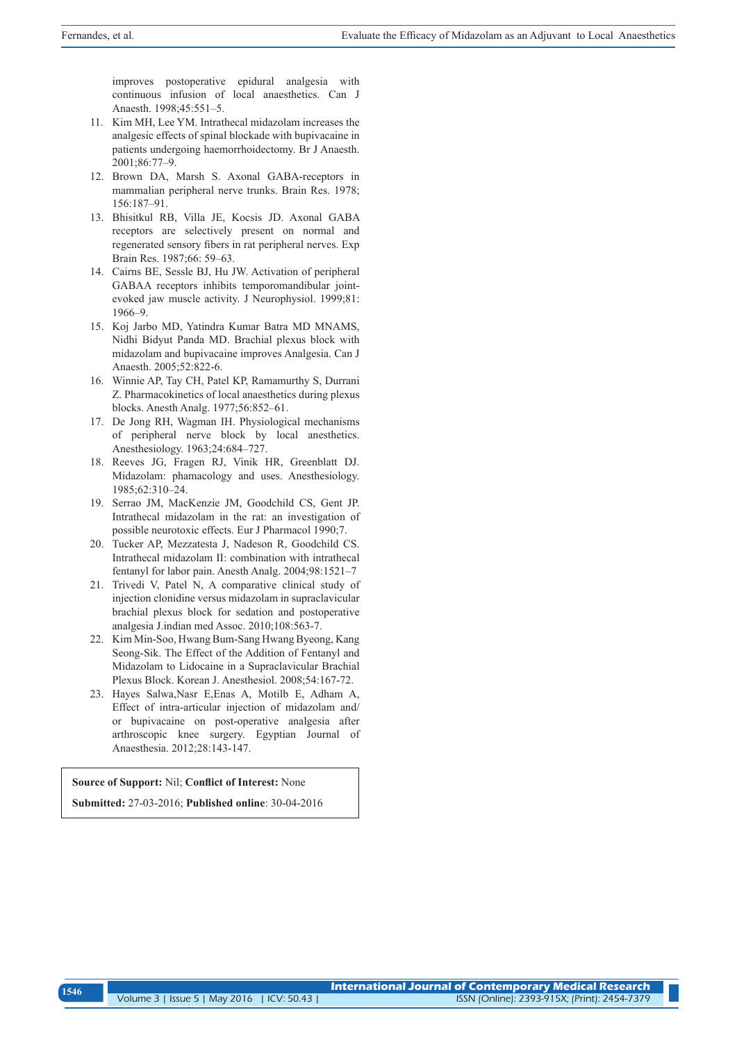improves postoperative epidural analgesia with continuous infusion of local anaesthetics. Can J Anaesth. 1998;45:551–5.

11. Kim MH, Lee YM. Intrathecal midazolam increases the analgesic effects of spinal blockade with bupivacaine in patients undergoing haemorrhoidectomy. Br J Anaesth. 2001;86:77–9.
12. Brown DA, Marsh S. Axonal GABA-receptors in mammalian peripheral nerve trunks. Brain Res. 1978; 156:187–91.
13. Bhisitkul RB, Villa JE, Kocsis JD. Axonal GABA receptors are selectively present on normal and regenerated sensory fibers in rat peripheral nerves. Exp Brain Res. 1987;66: 59–63.
14. Cairns BE, Sessle BJ, Hu JW. Activation of peripheral GABAA receptors inhibits temporomandibular joint-evoked jaw muscle activity. J Neurophysiol. 1999;81: 1966–9.
15. Koj Jarbo MD, Yatindra Kumar Batra MD MNAMS, Nidhi Bidyut Panda MD. Brachial plexus block with midazolam and bupivacaine improves Analgesia. Can J Anaesth. 2005;52:822-6.
16. Winnie AP, Tay CH, Patel KP, Ramamurthy S, Durrani Z. Pharmacokinetics of local anaesthetics during plexus blocks. Anesth Analg. 1977;56:852–61.
17. De Jong RH, Wagman IH. Physiological mechanisms of peripheral nerve block by local anesthetics. Anesthesiology. 1963;24:684–727.
18. Reeves JG, Fragen RJ, Vinik HR, Greenblatt DJ. Midazolam: phamacology and uses. Anesthesiology. 1985;62:310–24.
19. Serrao JM, MacKenzie JM, Goodchild CS, Gent JP. Intrathecal midazolam in the rat: an investigation of possible neurotoxic effects. Eur J Pharmacol 1990;7.
20. Tucker AP, Mezzatesta J, Nadeson R, Goodchild CS. Intrathecal midazolam II: combination with intrathecal fentanyl for labor pain. Anesth Analg. 2004;98:1521–7
21. Trivedi V, Patel N, A comparative clinical study of injection clonidine versus midazolam in supraclavicular brachial plexus block for sedation and postoperative analgesia J.indian med Assoc. 2010;108:563-7.
22. Kim Min-Soo, Hwang Bum-Sang Hwang Byeong, Kang Seong-Sik. The Effect of the Addition of Fentanyl and Midazolam to Lidocaine in a Supraclavicular Brachial Plexus Block. Korean J. Anesthesiol. 2008;54:167-72.
23. Hayes Salwa,Nasr E,Enas A, Motilb E, Adham A, Effect of intra-articular injection of midazolam and/ or bupivacaine on post-operative analgesia after arthroscopic knee surgery. Egyptian Journal of Anaesthesia. 2012;28:143-147.

**Source of Support:** Nil; **Conflict of Interest:** None

**Submitted:** 27-03-2016; **Published online**: 30-04-2016